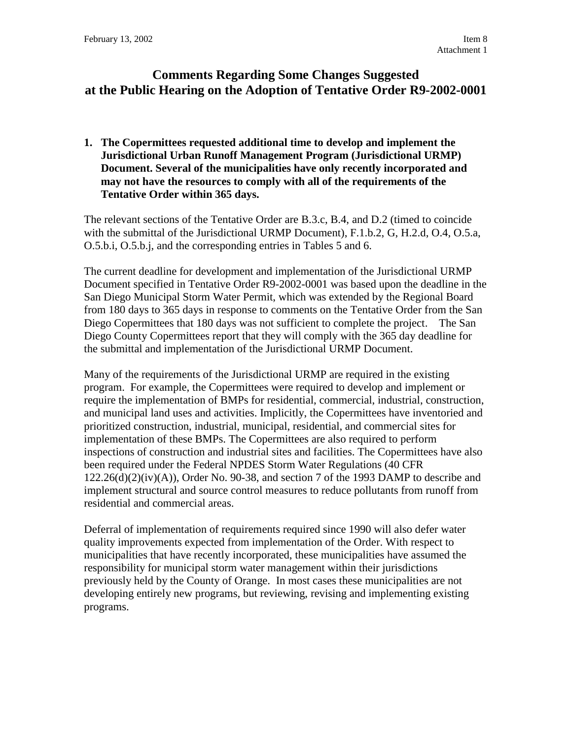# Comments Regarding Some Changes Suggested at the Public Hearing on the Adoption of Tentative Order R9-2002-0001

**1. The Copermittees requested additional time to develop and implement the Jurisdictional Urban Runoff Management Program (Jurisdictional URMP) Document. Several of the municipalities have only recently incorporated and may not have the resources to comply with all of the requirements of the Tentative Order within 365 days.**

The relevant sections of the Tentative Order are B.3.c, B.4, and D.2 (timed to coincide with the submittal of the Jurisdictional URMP Document), F.1.b.2, G, H.2.d, O.4, O.5.a, O.5.b.i, O.5.b.j, and the corresponding entries in Tables 5 and 6.

The current deadline for development and implementation of the Jurisdictional URMP Document specified in Tentative Order R9-2002-0001 was based upon the deadline in the San Diego Municipal Storm Water Permit, which was extended by the Regional Board from 180 days to 365 days in response to comments on the Tentative Order from the San Diego Copermittees that 180 days was not sufficient to complete the project. The San Diego County Copermittees report that they will comply with the 365 day deadline for the submittal and implementation of the Jurisdictional URMP Document.

Many of the requirements of the Jurisdictional URMP are required in the existing program. For example, the Copermittees were required to develop and implement or require the implementation of BMPs for residential, commercial, industrial, construction, and municipal land uses and activities. Implicitly, the Copermittees have inventoried and prioritized construction, industrial, municipal, residential, and commercial sites for implementation of these BMPs. The Copermittees are also required to perform inspections of construction and industrial sites and facilities. The Copermittees have also been required under the Federal NPDES Storm Water Regulations (40 CFR 122.26(d)(2)(iv)(A)), Order No. 90-38, and section 7 of the 1993 DAMP to describe and implement structural and source control measures to reduce pollutants from runoff from residential and commercial areas.

Deferral of implementation of requirements required since 1990 will also defer water quality improvements expected from implementation of the Order. With respect to municipalities that have recently incorporated, these municipalities have assumed the responsibility for municipal storm water management within their jurisdictions previously held by the County of Orange. In most cases these municipalities are not developing entirely new programs, but reviewing, revising and implementing existing programs.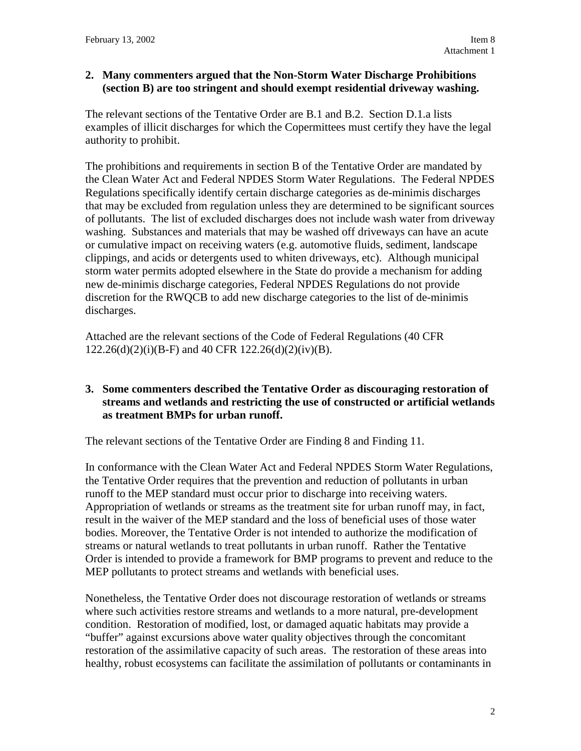**2. Many commenters argued that the Non-Storm Water Discharge Prohibitions (section B) are too stringent and should exempt residential driveway washing.**

The relevant sections of the Tentative Order are B.1 and B.2. Section D.1.a lists examples of illicit discharges for which the Copermittees must certify they have the legal authority to prohibit.

The prohibitions and requirements in section B of the Tentative Order are mandated by the Clean Water Act and Federal NPDES Storm Water Regulations. The Federal NPDES Regulations specifically identify certain discharge categories as de-minimis discharges that may be excluded from regulation unless they are determined to be significant sources of pollutants. The list of excluded discharges does not include wash water from driveway washing. Substances and materials that may be washed off driveways can have an acute or cumulative impact on receiving waters (e.g. automotive fluids, sediment, landscape clippings, and acids or detergents used to whiten driveways, etc). Although municipal storm water permits adopted elsewhere in the State do provide a mechanism for adding new de-minimis discharge categories, Federal NPDES Regulations do not provide discretion for the RWQCB to add new discharge categories to the list of de-minimis discharges.

Attached are the relevant sections of the Code of Federal Regulations (40 CFR 122.26(d)(2)(i)(B-F) and 40 CFR 122.26(d)(2)(iv)(B).

**3. Some commenters described the Tentative Order as discouraging restoration of streams and wetlands and restricting the use of constructed or artificial wetlands as treatment BMPs for urban runoff.**

The relevant sections of the Tentative Order are Finding 8 and Finding 11.

In conformance with the Clean Water Act and Federal NPDES Storm Water Regulations, the Tentative Order requires that the prevention and reduction of pollutants in urban runoff to the MEP standard must occur prior to discharge into receiving waters. Appropriation of wetlands or streams as the treatment site for urban runoff may, in fact, result in the waiver of the MEP standard and the loss of beneficial uses of those water bodies. Moreover, the Tentative Order is not intended to authorize the modification of streams or natural wetlands to treat pollutants in urban runoff. Rather the Tentative Order is intended to provide a framework for BMP programs to prevent and reduce to the MEP pollutants to protect streams and wetlands with beneficial uses.

Nonetheless, the Tentative Order does not discourage restoration of wetlands or streams where such activities restore streams and wetlands to a more natural, pre-development condition. Restoration of modified, lost, or damaged aquatic habitats may provide a "buffer" against excursions above water quality objectives through the concomitant restoration of the assimilative capacity of such areas. The restoration of these areas into healthy, robust ecosystems can facilitate the assimilation of pollutants or contaminants in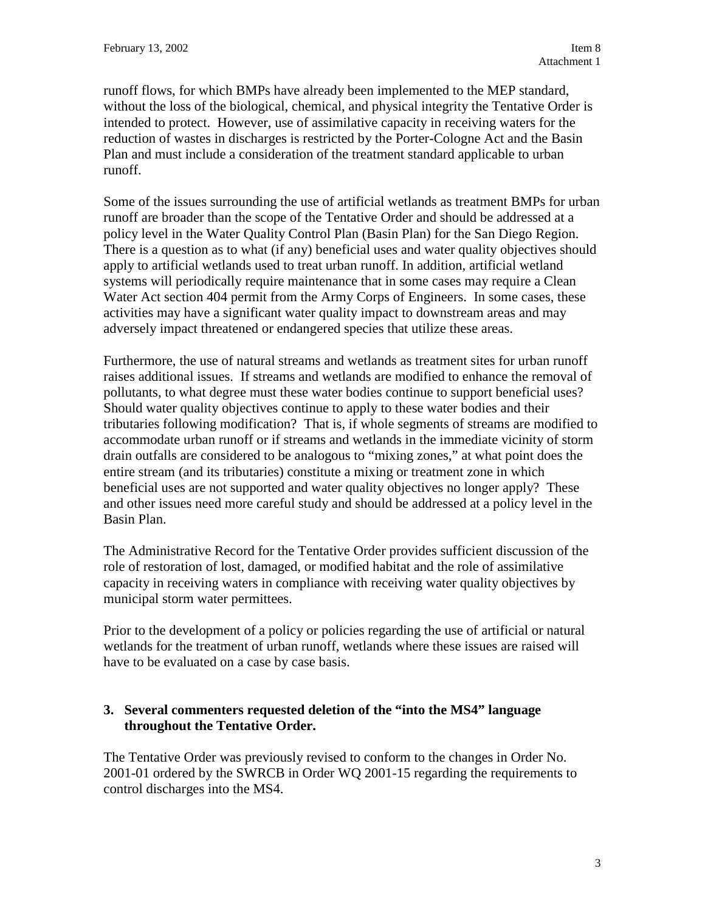runoff flows, for which BMPs have already been implemented to the MEP standard, without the loss of the biological, chemical, and physical integrity the Tentative Order is intended to protect. However, use of assimilative capacity in receiving waters for the reduction of wastes in discharges is restricted by the Porter-Cologne Act and the Basin Plan and must include a consideration of the treatment standard applicable to urban runoff.

Some of the issues surrounding the use of artificial wetlands as treatment BMPs for urban runoff are broader than the scope of the Tentative Order and should be addressed at a policy level in the Water Quality Control Plan (Basin Plan) for the San Diego Region. There is a question as to what (if any) beneficial uses and water quality objectives should apply to artificial wetlands used to treat urban runoff. In addition, artificial wetland systems will periodically require maintenance that in some cases may require a Clean Water Act section 404 permit from the Army Corps of Engineers. In some cases, these activities may have a significant water quality impact to downstream areas and may adversely impact threatened or endangered species that utilize these areas.

Furthermore, the use of natural streams and wetlands as treatment sites for urban runoff raises additional issues. If streams and wetlands are modified to enhance the removal of pollutants, to what degree must these water bodies continue to support beneficial uses? Should water quality objectives continue to apply to these water bodies and their tributaries following modification? That is, if whole segments of streams are modified to accommodate urban runoff or if streams and wetlands in the immediate vicinity of storm drain outfalls are considered to be analogous to "mixing zones," at what point does the entire stream (and its tributaries) constitute a mixing or treatment zone in which beneficial uses are not supported and water quality objectives no longer apply? These and other issues need more careful study and should be addressed at a policy level in the Basin Plan.

The Administrative Record for the Tentative Order provides sufficient discussion of the role of restoration of lost, damaged, or modified habitat and the role of assimilative capacity in receiving waters in compliance with receiving water quality objectives by municipal storm water permittees.

Prior to the development of a policy or policies regarding the use of artificial or natural wetlands for the treatment of urban runoff, wetlands where these issues are raised will have to be evaluated on a case by case basis.

**3. Several commenters requested deletion of the "into the MS4" language throughout the Tentative Order.**

The Tentative Order was previously revised to conform to the changes in Order No. 2001-01 ordered by the SWRCB in Order WQ 2001-15 regarding the requirements to control discharges into the MS4.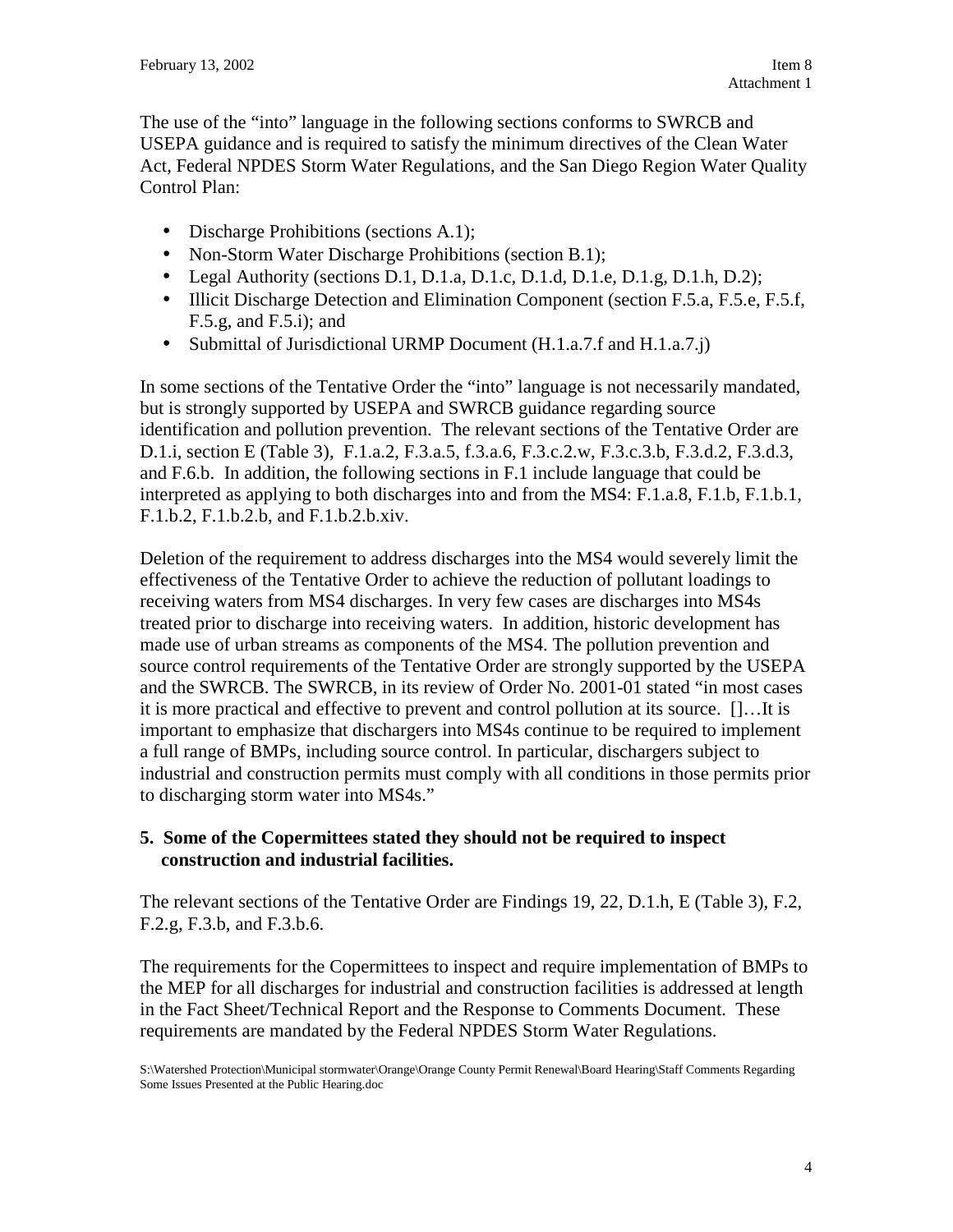The use of the "into" language in the following sections conforms to SWRCB and USEPA guidance and is required to satisfy the minimum directives of the Clean Water Act, Federal NPDES Storm Water Regulations, and the San Diego Region Water Quality Control Plan:

- Discharge Prohibitions (sections A.1);
- Non-Storm Water Discharge Prohibitions (section B.1);
- Legal Authority (sections D.1, D.1.a, D.1.c, D.1.d, D.1.e, D.1.g, D.1.h, D.2);
- Illicit Discharge Detection and Elimination Component (section F.5.a, F.5.e, F.5.f, F.5.g, and F.5.i); and
- Submittal of Jurisdictional URMP Document (H.1.a.7.f and H.1.a.7.j)

In some sections of the Tentative Order the "into" language is not necessarily mandated, but is strongly supported by USEPA and SWRCB guidance regarding source identification and pollution prevention. The relevant sections of the Tentative Order are D.1.i, section E (Table 3), F.1.a.2, F.3.a.5, f.3.a.6, F.3.c.2.w, F.3.c.3.b, F.3.d.2, F.3.d.3, and F.6.b. In addition, the following sections in F.1 include language that could be interpreted as applying to both discharges into and from the MS4: F.1.a.8, F.1.b, F.1.b.1, F.1.b.2, F.1.b.2.b, and F.1.b.2.b.xiv.

Deletion of the requirement to address discharges into the MS4 would severely limit the effectiveness of the Tentative Order to achieve the reduction of pollutant loadings to receiving waters from MS4 discharges. In very few cases are discharges into MS4s treated prior to discharge into receiving waters. In addition, historic development has made use of urban streams as components of the MS4. The pollution prevention and source control requirements of the Tentative Order are strongly supported by the USEPA and the SWRCB. The SWRCB, in its review of Order No. 2001-01 stated "in most cases it is more practical and effective to prevent and control pollution at its source. []…It is important to emphasize that dischargers into MS4s continue to be required to implement a full range of BMPs, including source control. In particular, dischargers subject to industrial and construction permits must comply with all conditions in those permits prior to discharging storm water into MS4s."

**5. Some of the Copermittees stated they should not be required to inspect construction and industrial facilities.**

The relevant sections of the Tentative Order are Findings 19, 22, D.1.h, E (Table 3), F.2, F.2.g, F.3.b, and F.3.b.6.

The requirements for the Copermittees to inspect and require implementation of BMPs to the MEP for all discharges for industrial and construction facilities is addressed at length in the Fact Sheet/Technical Report and the Response to Comments Document. These requirements are mandated by the Federal NPDES Storm Water Regulations.